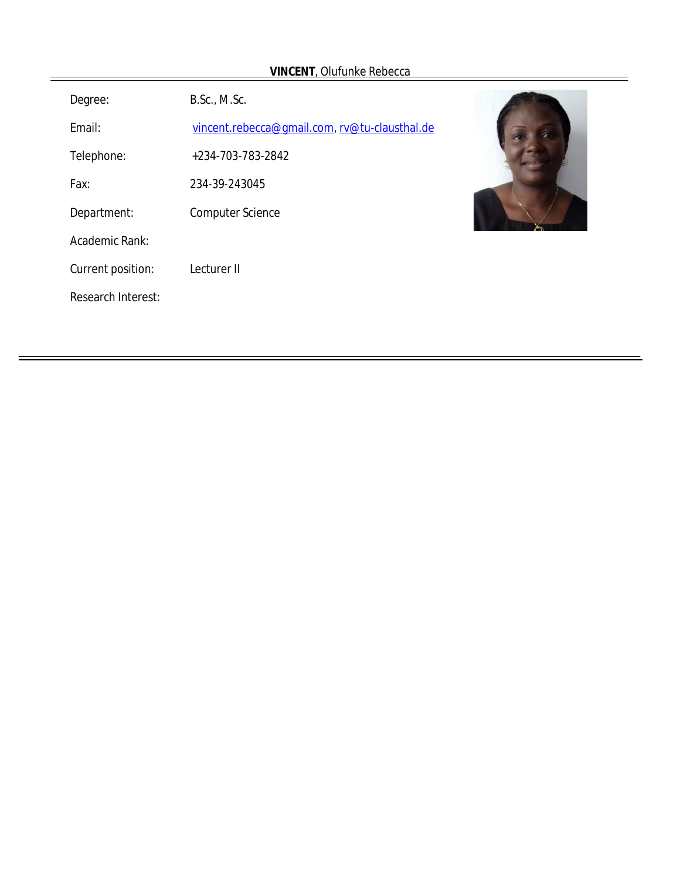**VINCENT**, Olufunke Rebecca

| | |
|---|---|
| Degree: | B.Sc., M.Sc. |
| Email: | vincent.rebecca@gmail.com, rv@tu-clausthal.de |
| Telephone: | +234-703-783-2842 |
| Fax: | 234-39-243045 |
| Department: | Computer Science |
| Academic Rank: | |
| Current position: | Lecturer II |
| Research Interest: | |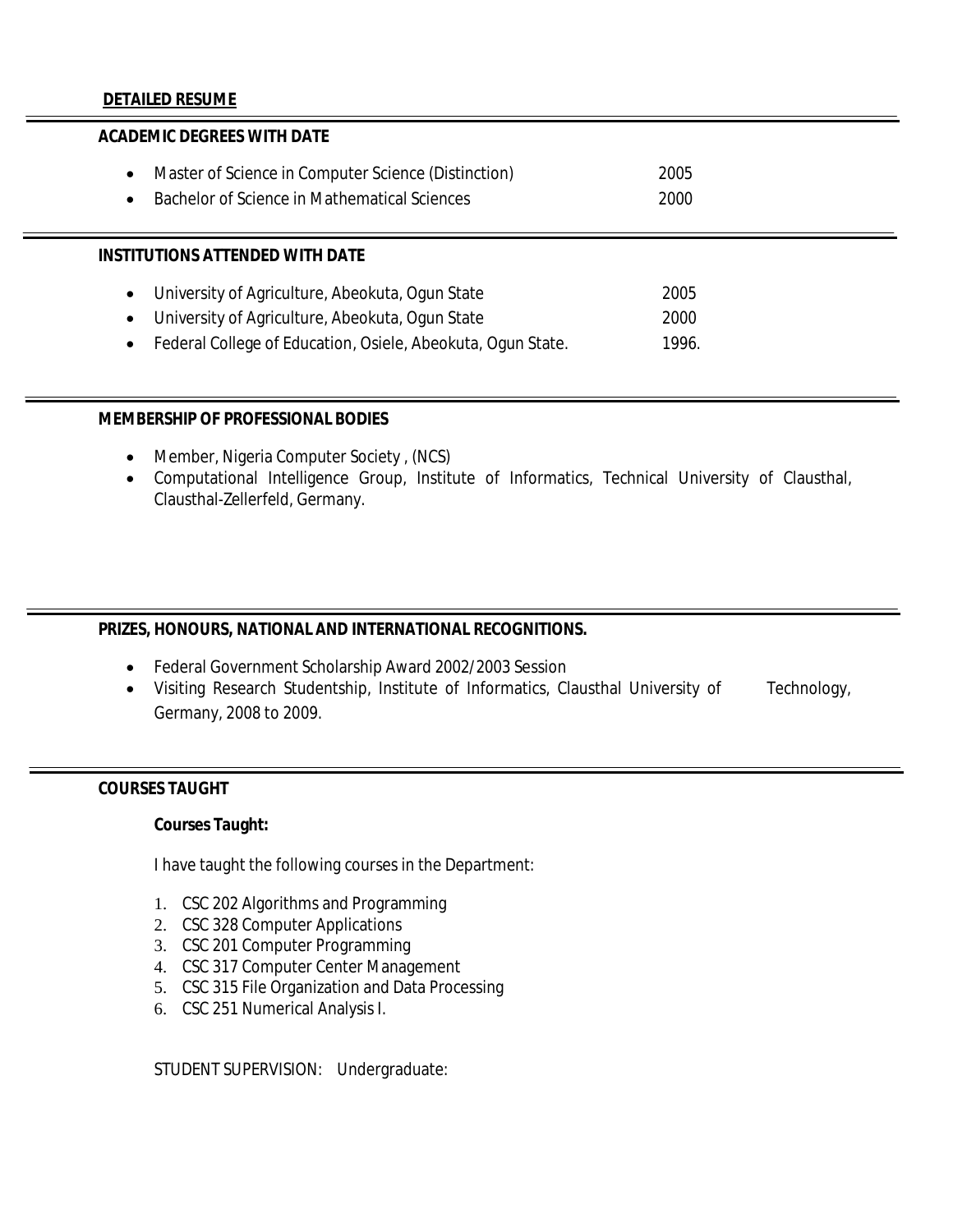## DETAILED RESUME

### ACADEMIC DEGREES WITH DATE

- Master of Science in Computer Science (Distinction) 2005
- Bachelor of Science in Mathematical Sciences 2000

### INSTITUTIONS ATTENDED WITH DATE

- University of Agriculture, Abeokuta, Ogun State 2005
- University of Agriculture, Abeokuta, Ogun State 2000
- Federal College of Education, Osiele, Abeokuta, Ogun State. 1996.

### MEMBERSHIP OF PROFESSIONAL BODIES

- Member, Nigeria Computer Society , (NCS)
- Computational Intelligence Group, Institute of Informatics, Technical University of Clausthal, Clausthal-Zellerfeld, Germany.

### PRIZES, HONOURS, NATIONAL AND INTERNATIONAL RECOGNITIONS.

- Federal Government Scholarship Award 2002/2003 Session
- Visiting Research Studentship, Institute of Informatics, Clausthal University of Technology, Germany, 2008 to 2009.

### COURSES TAUGHT

**Courses Taught:**

I have taught the following courses in the Department:

1. CSC 202 Algorithms and Programming
2. CSC 328 Computer Applications
3. CSC 201 Computer Programming
4. CSC 317 Computer Center Management
5. CSC 315 File Organization and Data Processing
6. CSC 251 Numerical Analysis I.

STUDENT SUPERVISION: Undergraduate: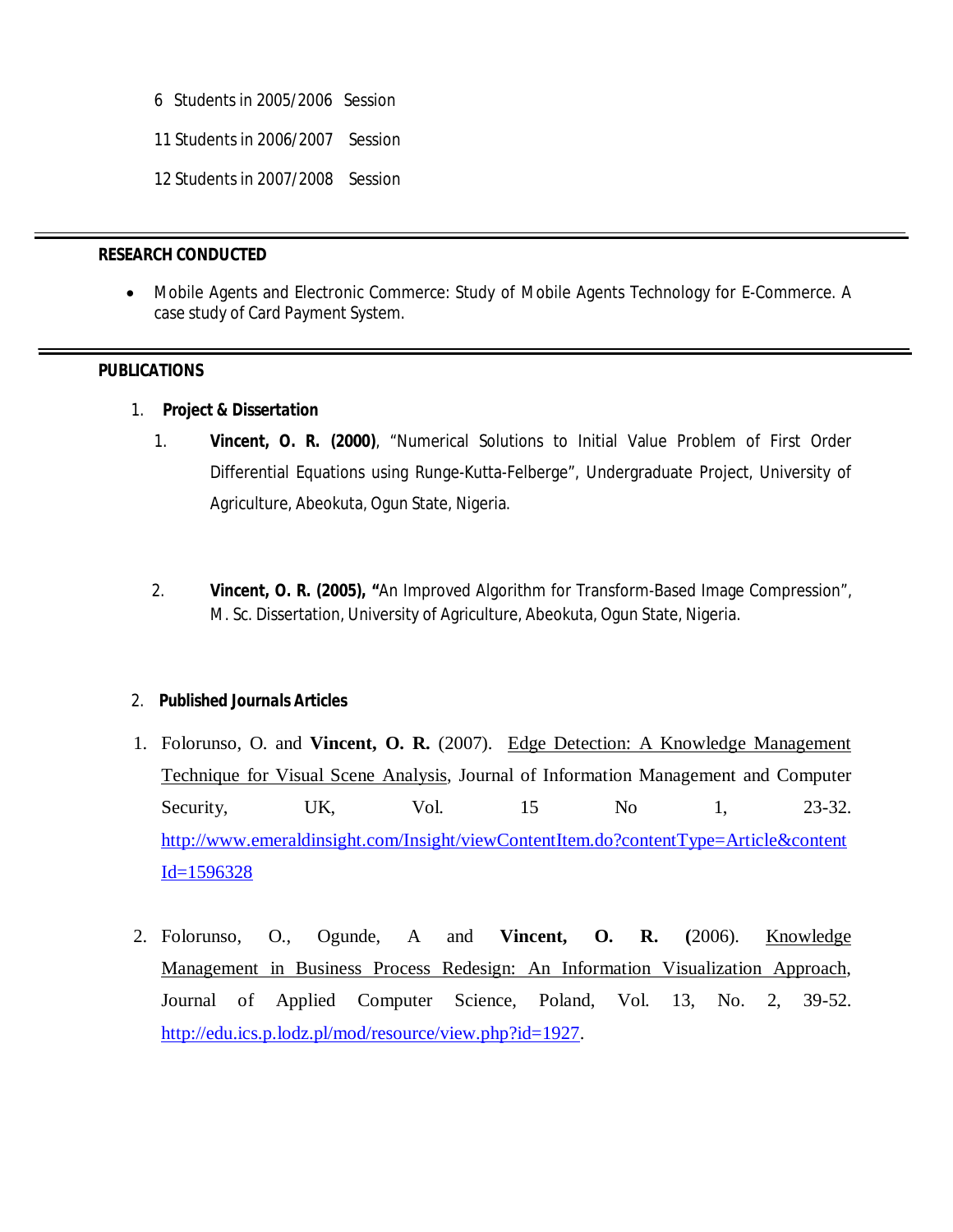6 Students in 2005/2006 Session

11 Students in 2006/2007 Session

12 Students in 2007/2008 Session

---

**RESEARCH CONDUCTED**

- Mobile Agents and Electronic Commerce: Study of Mobile Agents Technology for E-Commerce. A case study of Card Payment System.

---

**PUBLICATIONS**

1. **Project & Dissertation**

   1. **Vincent, O. R. (2000)**, "Numerical Solutions to Initial Value Problem of First Order Differential Equations using Runge-Kutta-Felberge", Undergraduate Project, University of Agriculture, Abeokuta, Ogun State, Nigeria.

   2. **Vincent, O. R. (2005), "**An Improved Algorithm for Transform-Based Image Compression", M. Sc. Dissertation, University of Agriculture, Abeokuta, Ogun State, Nigeria.

2. **Published Journals Articles**

   1. Folorunso, O. and **Vincent, O. R.** (2007). Edge Detection: A Knowledge Management Technique for Visual Scene Analysis, Journal of Information Management and Computer Security, UK, Vol. 15 No 1, 23-32. http://www.emeraldinsight.com/Insight/viewContentItem.do?contentType=Article&contentId=1596328

   2. Folorunso, O., Ogunde, A and **Vincent, O. R. (**2006). Knowledge Management in Business Process Redesign: An Information Visualization Approach, Journal of Applied Computer Science, Poland, Vol. 13, No. 2, 39-52. http://edu.ics.p.lodz.pl/mod/resource/view.php?id=1927.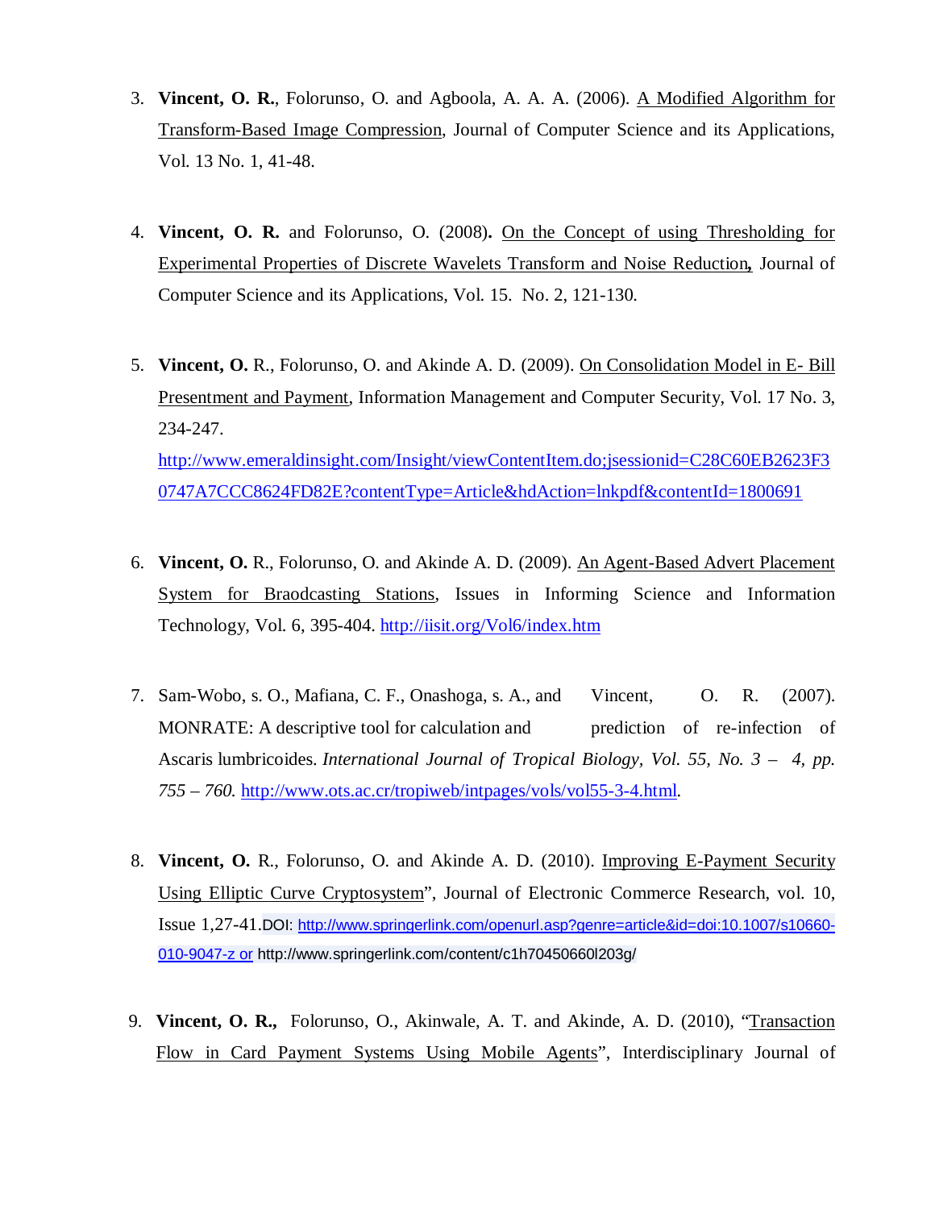3. **Vincent, O. R.**, Folorunso, O. and Agboola, A. A. A. (2006). A Modified Algorithm for Transform-Based Image Compression, Journal of Computer Science and its Applications, Vol. 13 No. 1, 41-48.

4. **Vincent, O. R.** and Folorunso, O. (2008)**.** On the Concept of using Thresholding for Experimental Properties of Discrete Wavelets Transform and Noise Reduction**,** Journal of Computer Science and its Applications, Vol. 15. No. 2, 121-130.

5. **Vincent, O.** R., Folorunso, O. and Akinde A. D. (2009). On Consolidation Model in E- Bill Presentment and Payment, Information Management and Computer Security, Vol. 17 No. 3, 234-247. http://www.emeraldinsight.com/Insight/viewContentItem.do;jsessionid=C28C60EB2623F30747A7CCC8624FD82E?contentType=Article&hdAction=lnkpdf&contentId=1800691

6. **Vincent, O.** R., Folorunso, O. and Akinde A. D. (2009). An Agent-Based Advert Placement System for Braodcasting Stations, Issues in Informing Science and Information Technology, Vol. 6, 395-404. http://iisit.org/Vol6/index.htm

7. Sam-Wobo, s. O., Mafiana, C. F., Onashoga, s. A., and Vincent, O. R. (2007). MONRATE: A descriptive tool for calculation and prediction of re-infection of Ascaris lumbricoides. *International Journal of Tropical Biology, Vol. 55, No. 3 – 4, pp. 755 – 760.* http://www.ots.ac.cr/tropiweb/intpages/vols/vol55-3-4.html.

8. **Vincent, O.** R., Folorunso, O. and Akinde A. D. (2010). Improving E-Payment Security Using Elliptic Curve Cryptosystem", Journal of Electronic Commerce Research, vol. 10, Issue 1,27-41.DOI: http://www.springerlink.com/openurl.asp?genre=article&id=doi:10.1007/s10660-010-9047-z or http://www.springerlink.com/content/c1h70450660l203g/

9. **Vincent, O. R.,** Folorunso, O., Akinwale, A. T. and Akinde, A. D. (2010), "Transaction Flow in Card Payment Systems Using Mobile Agents", Interdisciplinary Journal of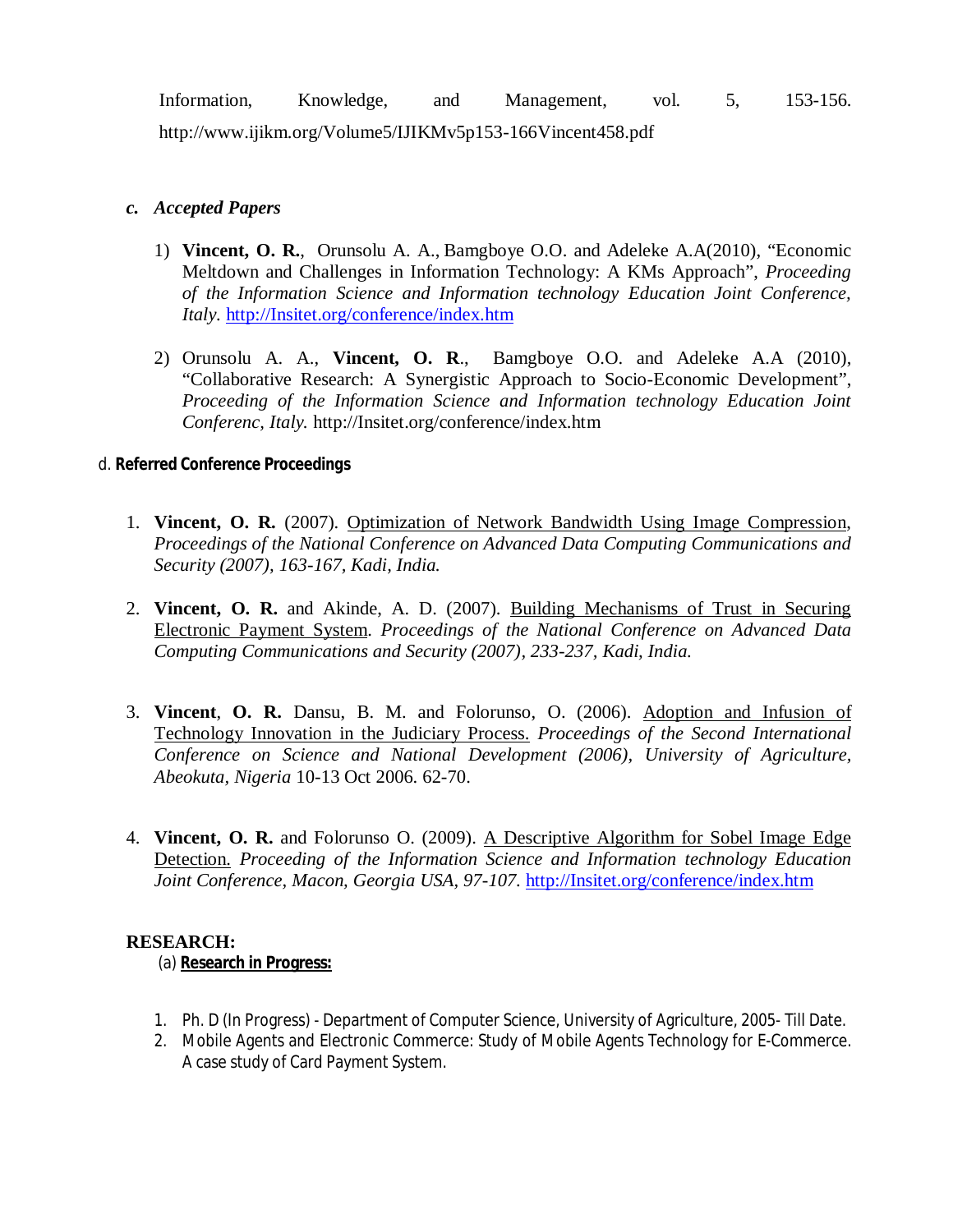Information, Knowledge, and Management, vol. 5, 153-156. http://www.ijikm.org/Volume5/IJIKMv5p153-166Vincent458.pdf

### c. *Accepted Papers*

1) **Vincent, O. R.**, Orunsolu A. A., Bamgboye O.O. and Adeleke A.A(2010), "Economic Meltdown and Challenges in Information Technology: A KMs Approach", *Proceeding of the Information Science and Information technology Education Joint Conference, Italy.* http://Insitet.org/conference/index.htm

2) Orunsolu A. A., **Vincent, O. R**., Bamgboye O.O. and Adeleke A.A (2010), "Collaborative Research: A Synergistic Approach to Socio-Economic Development", *Proceeding of the Information Science and Information technology Education Joint Conferenc, Italy.* http://Insitet.org/conference/index.htm

### d. **Referred Conference Proceedings**

1. **Vincent, O. R.** (2007). Optimization of Network Bandwidth Using Image Compression, *Proceedings of the National Conference on Advanced Data Computing Communications and Security (2007), 163-167, Kadi, India.*

2. **Vincent, O. R.** and Akinde, A. D. (2007). Building Mechanisms of Trust in Securing Electronic Payment System. *Proceedings of the National Conference on Advanced Data Computing Communications and Security (2007), 233-237, Kadi, India.*

3. **Vincent**, **O. R.** Dansu, B. M. and Folorunso, O. (2006). Adoption and Infusion of Technology Innovation in the Judiciary Process. *Proceedings of the Second International Conference on Science and National Development (2006), University of Agriculture, Abeokuta, Nigeria* 10-13 Oct 2006. 62-70.

4. **Vincent, O. R.** and Folorunso O. (2009). A Descriptive Algorithm for Sobel Image Edge Detection. *Proceeding of the Information Science and Information technology Education Joint Conference, Macon, Georgia USA, 97-107.* http://Insitet.org/conference/index.htm

## RESEARCH:

(a) **Research in Progress:**

1. Ph. D (In Progress) - Department of Computer Science, University of Agriculture, 2005- Till Date.
2. Mobile Agents and Electronic Commerce: Study of Mobile Agents Technology for E-Commerce. A case study of Card Payment System.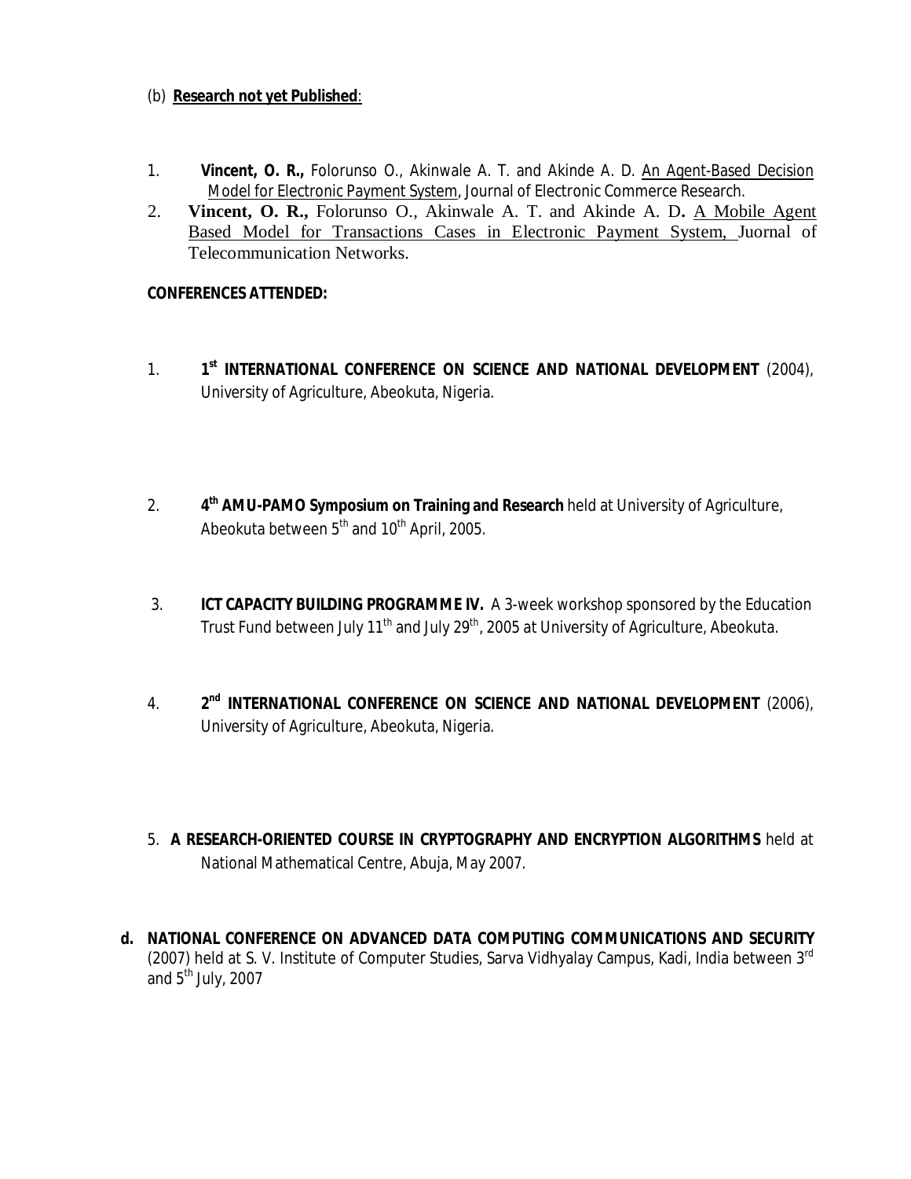(b) **<u>Research not yet Published</u>**:

1. **Vincent, O. R.,** Folorunso O., Akinwale A. T. and Akinde A. D. <u>An Agent-Based Decision Model for Electronic Payment System</u>, Journal of Electronic Commerce Research.
2. **Vincent, O. R.,** Folorunso O., Akinwale A. T. and Akinde A. D**.** <u>A Mobile Agent Based Model for Transactions Cases in Electronic Payment System,</u> Juornal of Telecommunication Networks.

**CONFERENCES ATTENDED:**

1. **1st INTERNATIONAL CONFERENCE ON SCIENCE AND NATIONAL DEVELOPMENT** (2004), University of Agriculture, Abeokuta, Nigeria.

2. **4th AMU-PAMO Symposium on Training and Research** held at University of Agriculture, Abeokuta between 5th and 10th April, 2005.

3. **ICT CAPACITY BUILDING PROGRAMME IV.** A 3-week workshop sponsored by the Education Trust Fund between July 11th and July 29th, 2005 at University of Agriculture, Abeokuta.

4. **2nd INTERNATIONAL CONFERENCE ON SCIENCE AND NATIONAL DEVELOPMENT** (2006), University of Agriculture, Abeokuta, Nigeria.

5. **A RESEARCH-ORIENTED COURSE IN CRYPTOGRAPHY AND ENCRYPTION ALGORITHMS** held at National Mathematical Centre, Abuja, May 2007.

**d. NATIONAL CONFERENCE ON ADVANCED DATA COMPUTING COMMUNICATIONS AND SECURITY** (2007) held at S. V. Institute of Computer Studies, Sarva Vidhyalay Campus, Kadi, India between 3rd and 5th July, 2007